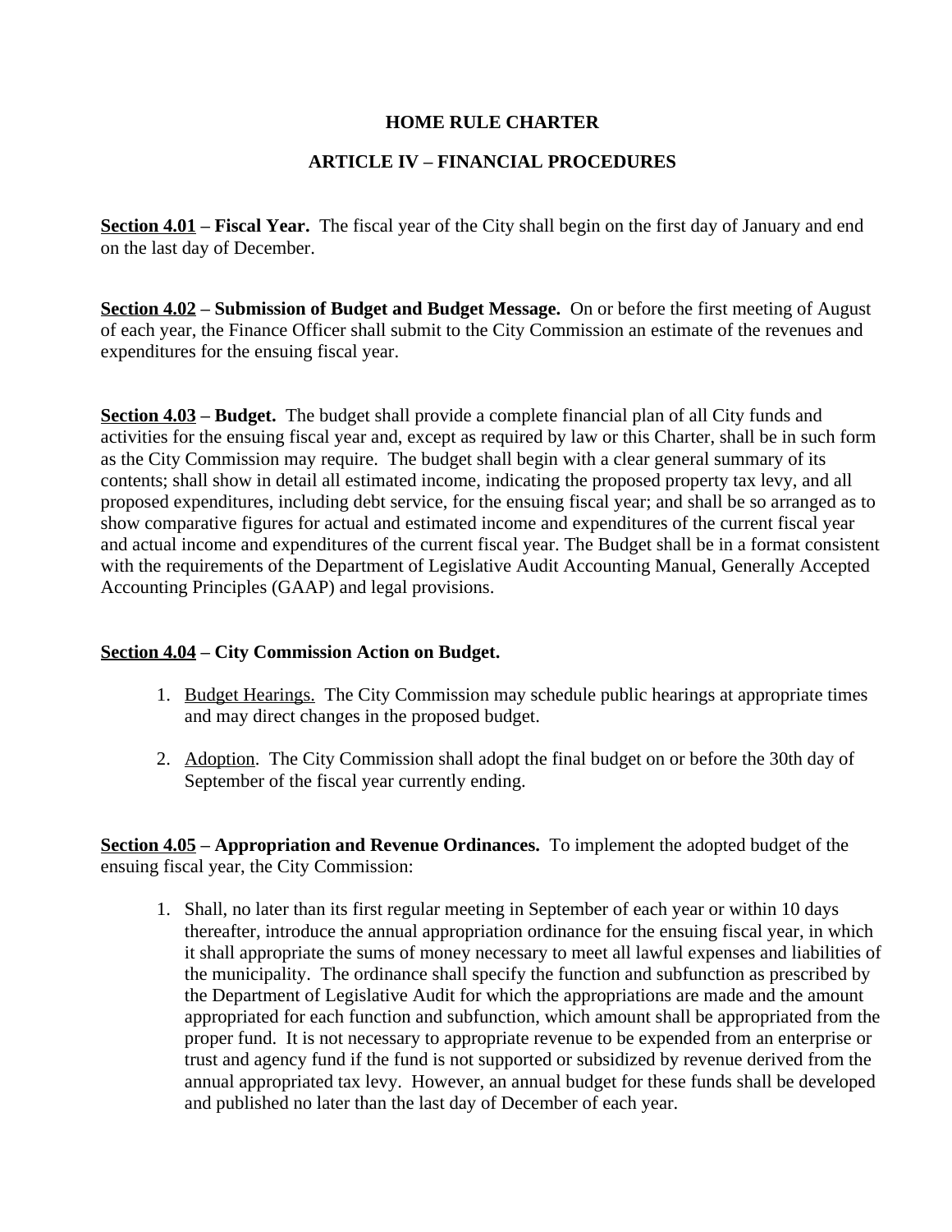# HOME RULE CHARTER

## ARTICLE IV – FINANCIAL PROCEDURES

**Section 4.01 – Fiscal Year.** The fiscal year of the City shall begin on the first day of January and end on the last day of December.

**Section 4.02 – Submission of Budget and Budget Message.** On or before the first meeting of August of each year, the Finance Officer shall submit to the City Commission an estimate of the revenues and expenditures for the ensuing fiscal year.

**Section 4.03 – Budget.** The budget shall provide a complete financial plan of all City funds and activities for the ensuing fiscal year and, except as required by law or this Charter, shall be in such form as the City Commission may require. The budget shall begin with a clear general summary of its contents; shall show in detail all estimated income, indicating the proposed property tax levy, and all proposed expenditures, including debt service, for the ensuing fiscal year; and shall be so arranged as to show comparative figures for actual and estimated income and expenditures of the current fiscal year and actual income and expenditures of the current fiscal year. The Budget shall be in a format consistent with the requirements of the Department of Legislative Audit Accounting Manual, Generally Accepted Accounting Principles (GAAP) and legal provisions.

**Section 4.04 – City Commission Action on Budget.**

1. Budget Hearings. The City Commission may schedule public hearings at appropriate times and may direct changes in the proposed budget.
2. Adoption. The City Commission shall adopt the final budget on or before the 30th day of September of the fiscal year currently ending.

**Section 4.05 – Appropriation and Revenue Ordinances.** To implement the adopted budget of the ensuing fiscal year, the City Commission:

1. Shall, no later than its first regular meeting in September of each year or within 10 days thereafter, introduce the annual appropriation ordinance for the ensuing fiscal year, in which it shall appropriate the sums of money necessary to meet all lawful expenses and liabilities of the municipality. The ordinance shall specify the function and subfunction as prescribed by the Department of Legislative Audit for which the appropriations are made and the amount appropriated for each function and subfunction, which amount shall be appropriated from the proper fund. It is not necessary to appropriate revenue to be expended from an enterprise or trust and agency fund if the fund is not supported or subsidized by revenue derived from the annual appropriated tax levy. However, an annual budget for these funds shall be developed and published no later than the last day of December of each year.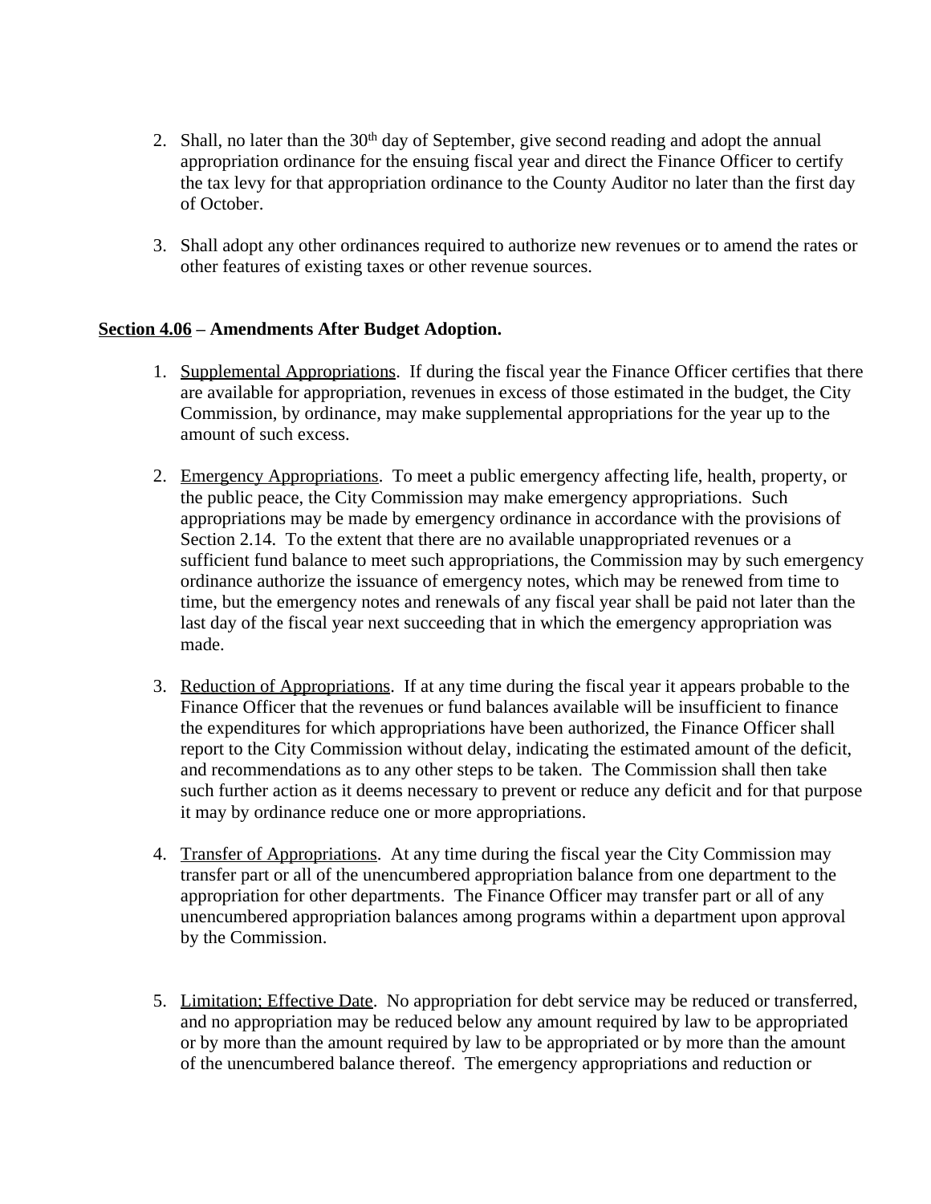2. Shall, no later than the 30th day of September, give second reading and adopt the annual appropriation ordinance for the ensuing fiscal year and direct the Finance Officer to certify the tax levy for that appropriation ordinance to the County Auditor no later than the first day of October.

3. Shall adopt any other ordinances required to authorize new revenues or to amend the rates or other features of existing taxes or other revenue sources.

**<u>Section 4.06</u> – Amendments After Budget Adoption.**

1. <u>Supplemental Appropriations</u>. If during the fiscal year the Finance Officer certifies that there are available for appropriation, revenues in excess of those estimated in the budget, the City Commission, by ordinance, may make supplemental appropriations for the year up to the amount of such excess.

2. <u>Emergency Appropriations</u>. To meet a public emergency affecting life, health, property, or the public peace, the City Commission may make emergency appropriations. Such appropriations may be made by emergency ordinance in accordance with the provisions of Section 2.14. To the extent that there are no available unappropriated revenues or a sufficient fund balance to meet such appropriations, the Commission may by such emergency ordinance authorize the issuance of emergency notes, which may be renewed from time to time, but the emergency notes and renewals of any fiscal year shall be paid not later than the last day of the fiscal year next succeeding that in which the emergency appropriation was made.

3. <u>Reduction of Appropriations</u>. If at any time during the fiscal year it appears probable to the Finance Officer that the revenues or fund balances available will be insufficient to finance the expenditures for which appropriations have been authorized, the Finance Officer shall report to the City Commission without delay, indicating the estimated amount of the deficit, and recommendations as to any other steps to be taken. The Commission shall then take such further action as it deems necessary to prevent or reduce any deficit and for that purpose it may by ordinance reduce one or more appropriations.

4. <u>Transfer of Appropriations</u>. At any time during the fiscal year the City Commission may transfer part or all of the unencumbered appropriation balance from one department to the appropriation for other departments. The Finance Officer may transfer part or all of any unencumbered appropriation balances among programs within a department upon approval by the Commission.

5. <u>Limitation; Effective Date</u>. No appropriation for debt service may be reduced or transferred, and no appropriation may be reduced below any amount required by law to be appropriated or by more than the amount required by law to be appropriated or by more than the amount of the unencumbered balance thereof. The emergency appropriations and reduction or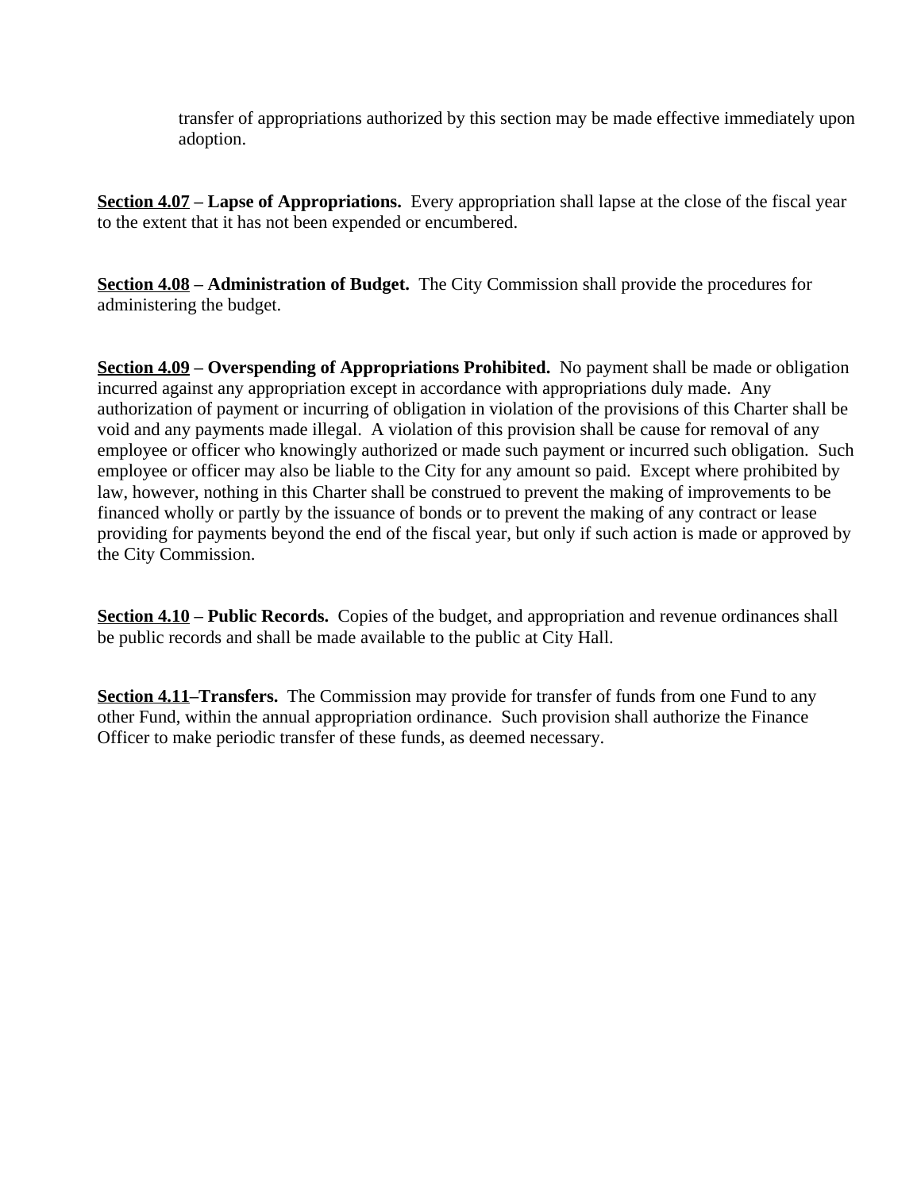transfer of appropriations authorized by this section may be made effective immediately upon adoption.

**Section 4.07 – Lapse of Appropriations.** Every appropriation shall lapse at the close of the fiscal year to the extent that it has not been expended or encumbered.

**Section 4.08 – Administration of Budget.** The City Commission shall provide the procedures for administering the budget.

**Section 4.09 – Overspending of Appropriations Prohibited.** No payment shall be made or obligation incurred against any appropriation except in accordance with appropriations duly made. Any authorization of payment or incurring of obligation in violation of the provisions of this Charter shall be void and any payments made illegal. A violation of this provision shall be cause for removal of any employee or officer who knowingly authorized or made such payment or incurred such obligation. Such employee or officer may also be liable to the City for any amount so paid. Except where prohibited by law, however, nothing in this Charter shall be construed to prevent the making of improvements to be financed wholly or partly by the issuance of bonds or to prevent the making of any contract or lease providing for payments beyond the end of the fiscal year, but only if such action is made or approved by the City Commission.

**Section 4.10 – Public Records.** Copies of the budget, and appropriation and revenue ordinances shall be public records and shall be made available to the public at City Hall.

**Section 4.11–Transfers.** The Commission may provide for transfer of funds from one Fund to any other Fund, within the annual appropriation ordinance. Such provision shall authorize the Finance Officer to make periodic transfer of these funds, as deemed necessary.